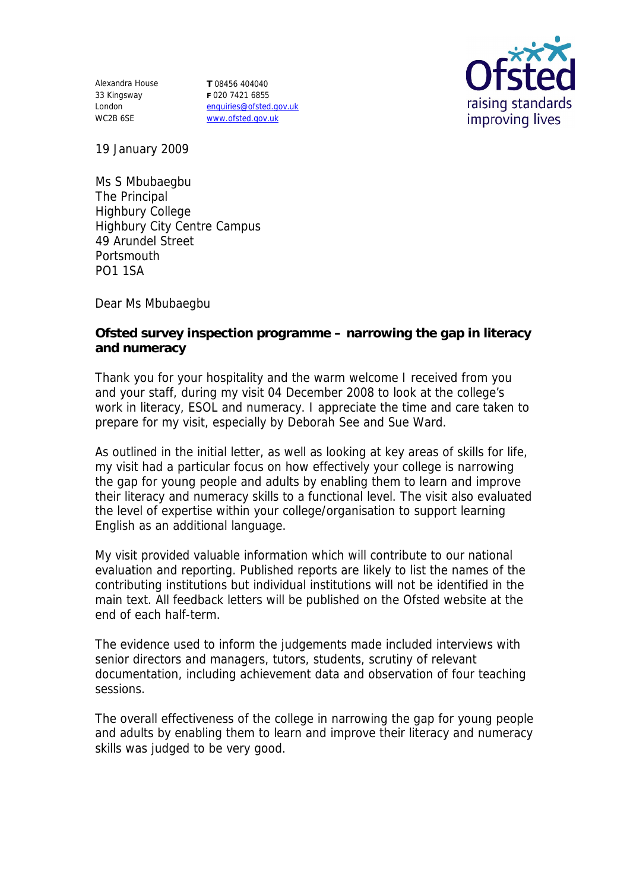Alexandra House
33 Kingsway
London
WC2B 6SE

**T** 08456 404040
**F** 020 7421 6855
enquiries@ofsted.gov.uk
www.ofsted.gov.uk

Ofsted
raising standards
improving lives

19 January 2009

Ms S Mbubaegbu
The Principal
Highbury College
Highbury City Centre Campus
49 Arundel Street
Portsmouth
PO1 1SA

Dear Ms Mbubaegbu

**Ofsted survey inspection programme – narrowing the gap in literacy and numeracy**

Thank you for your hospitality and the warm welcome I received from you and your staff, during my visit 04 December 2008 to look at the college's work in literacy, ESOL and numeracy. I appreciate the time and care taken to prepare for my visit, especially by Deborah See and Sue Ward.

As outlined in the initial letter, as well as looking at key areas of skills for life, my visit had a particular focus on how effectively your college is narrowing the gap for young people and adults by enabling them to learn and improve their literacy and numeracy skills to a functional level. The visit also evaluated the level of expertise within your college/organisation to support learning English as an additional language.

My visit provided valuable information which will contribute to our national evaluation and reporting. Published reports are likely to list the names of the contributing institutions but individual institutions will not be identified in the main text. All feedback letters will be published on the Ofsted website at the end of each half-term.

The evidence used to inform the judgements made included interviews with senior directors and managers, tutors, students, scrutiny of relevant documentation, including achievement data and observation of four teaching sessions.

The overall effectiveness of the college in narrowing the gap for young people and adults by enabling them to learn and improve their literacy and numeracy skills was judged to be very good.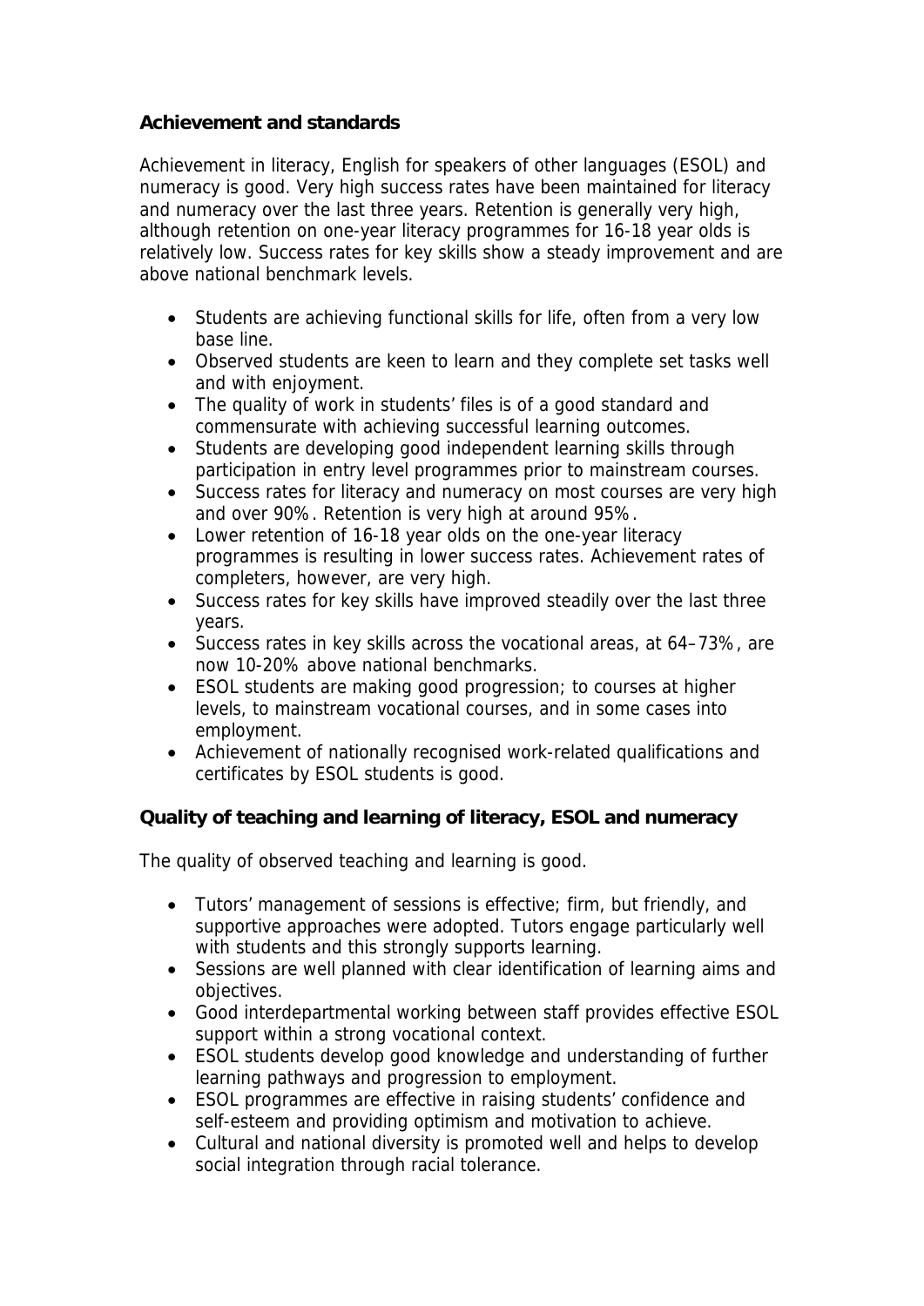## Achievement and standards

Achievement in literacy, English for speakers of other languages (ESOL) and numeracy is good. Very high success rates have been maintained for literacy and numeracy over the last three years. Retention is generally very high, although retention on one-year literacy programmes for 16-18 year olds is relatively low. Success rates for key skills show a steady improvement and are above national benchmark levels.

- Students are achieving functional skills for life, often from a very low base line.
- Observed students are keen to learn and they complete set tasks well and with enjoyment.
- The quality of work in students' files is of a good standard and commensurate with achieving successful learning outcomes.
- Students are developing good independent learning skills through participation in entry level programmes prior to mainstream courses.
- Success rates for literacy and numeracy on most courses are very high and over 90%. Retention is very high at around 95%.
- Lower retention of 16-18 year olds on the one-year literacy programmes is resulting in lower success rates. Achievement rates of completers, however, are very high.
- Success rates for key skills have improved steadily over the last three years.
- Success rates in key skills across the vocational areas, at 64–73%, are now 10-20% above national benchmarks.
- ESOL students are making good progression; to courses at higher levels, to mainstream vocational courses, and in some cases into employment.
- Achievement of nationally recognised work-related qualifications and certificates by ESOL students is good.

## Quality of teaching and learning of literacy, ESOL and numeracy

The quality of observed teaching and learning is good.

- Tutors' management of sessions is effective; firm, but friendly, and supportive approaches were adopted. Tutors engage particularly well with students and this strongly supports learning.
- Sessions are well planned with clear identification of learning aims and objectives.
- Good interdepartmental working between staff provides effective ESOL support within a strong vocational context.
- ESOL students develop good knowledge and understanding of further learning pathways and progression to employment.
- ESOL programmes are effective in raising students' confidence and self-esteem and providing optimism and motivation to achieve.
- Cultural and national diversity is promoted well and helps to develop social integration through racial tolerance.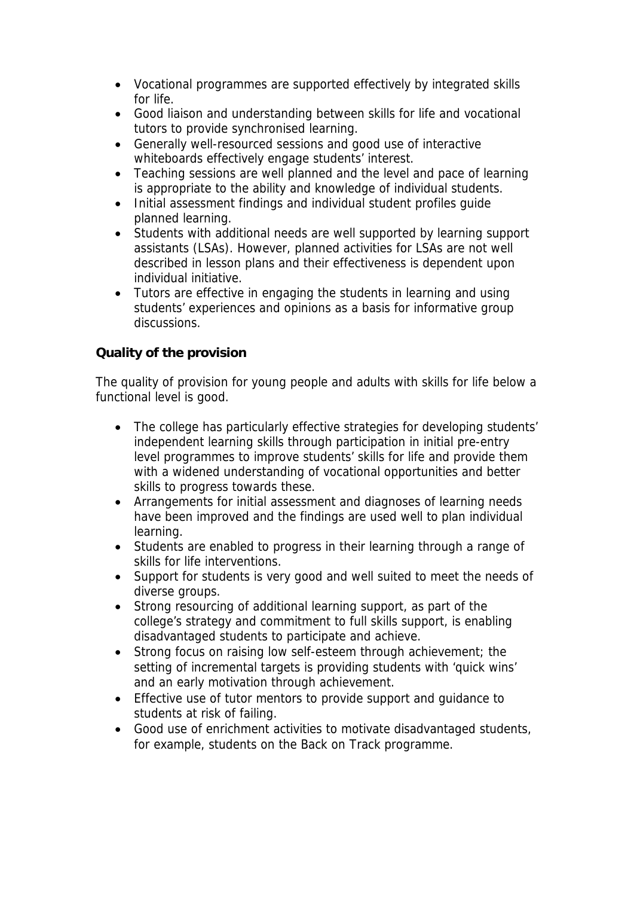- Vocational programmes are supported effectively by integrated skills for life.
- Good liaison and understanding between skills for life and vocational tutors to provide synchronised learning.
- Generally well-resourced sessions and good use of interactive whiteboards effectively engage students' interest.
- Teaching sessions are well planned and the level and pace of learning is appropriate to the ability and knowledge of individual students.
- Initial assessment findings and individual student profiles guide planned learning.
- Students with additional needs are well supported by learning support assistants (LSAs). However, planned activities for LSAs are not well described in lesson plans and their effectiveness is dependent upon individual initiative.
- Tutors are effective in engaging the students in learning and using students' experiences and opinions as a basis for informative group discussions.

**Quality of the provision**

The quality of provision for young people and adults with skills for life below a functional level is good.

- The college has particularly effective strategies for developing students' independent learning skills through participation in initial pre-entry level programmes to improve students' skills for life and provide them with a widened understanding of vocational opportunities and better skills to progress towards these.
- Arrangements for initial assessment and diagnoses of learning needs have been improved and the findings are used well to plan individual learning.
- Students are enabled to progress in their learning through a range of skills for life interventions.
- Support for students is very good and well suited to meet the needs of diverse groups.
- Strong resourcing of additional learning support, as part of the college's strategy and commitment to full skills support, is enabling disadvantaged students to participate and achieve.
- Strong focus on raising low self-esteem through achievement; the setting of incremental targets is providing students with 'quick wins' and an early motivation through achievement.
- Effective use of tutor mentors to provide support and guidance to students at risk of failing.
- Good use of enrichment activities to motivate disadvantaged students, for example, students on the Back on Track programme.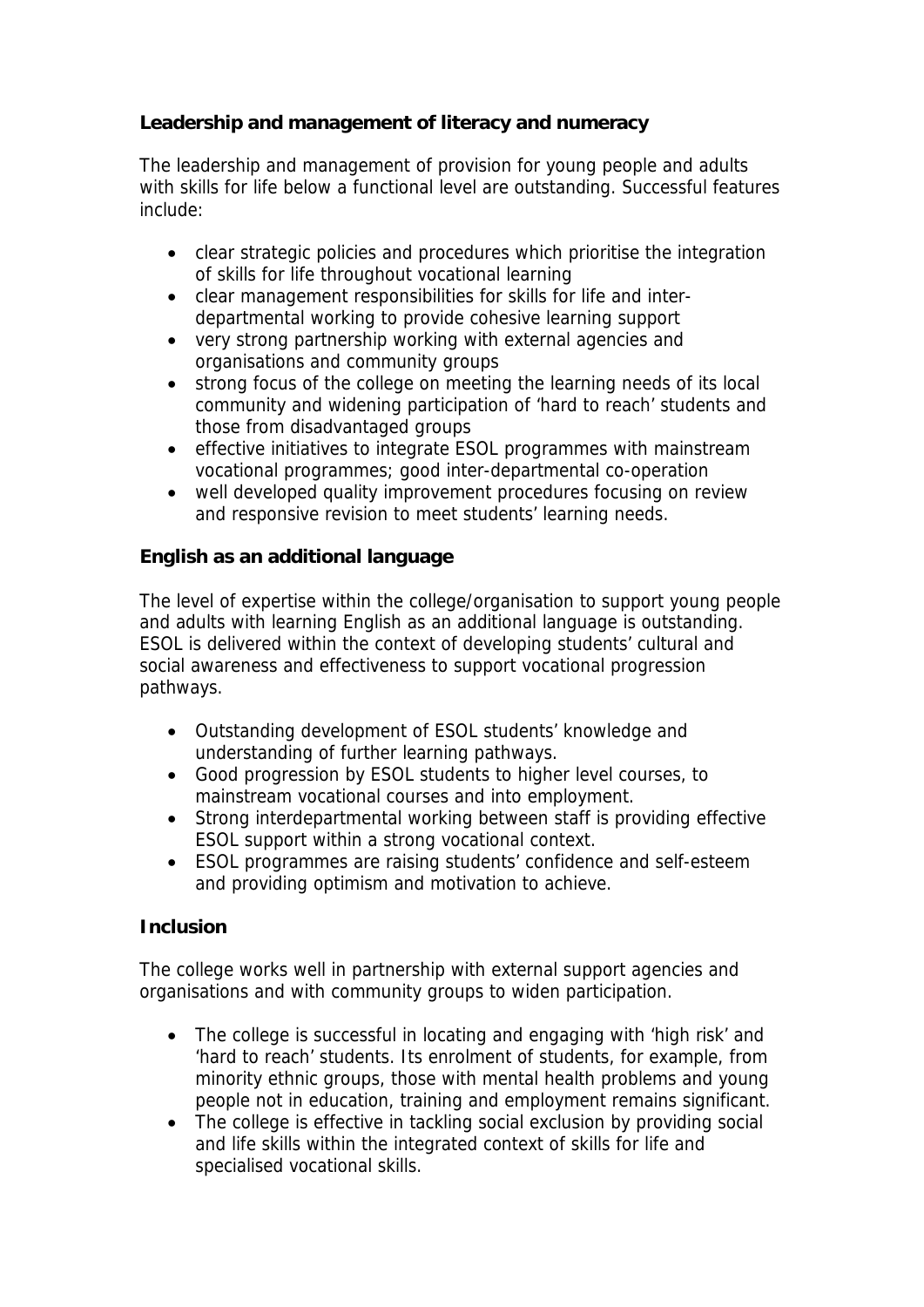**Leadership and management of literacy and numeracy**

The leadership and management of provision for young people and adults with skills for life below a functional level are outstanding. Successful features include:

- clear strategic policies and procedures which prioritise the integration of skills for life throughout vocational learning
- clear management responsibilities for skills for life and inter-departmental working to provide cohesive learning support
- very strong partnership working with external agencies and organisations and community groups
- strong focus of the college on meeting the learning needs of its local community and widening participation of 'hard to reach' students and those from disadvantaged groups
- effective initiatives to integrate ESOL programmes with mainstream vocational programmes; good inter-departmental co-operation
- well developed quality improvement procedures focusing on review and responsive revision to meet students' learning needs.

**English as an additional language**

The level of expertise within the college/organisation to support young people and adults with learning English as an additional language is outstanding. ESOL is delivered within the context of developing students' cultural and social awareness and effectiveness to support vocational progression pathways.

- Outstanding development of ESOL students' knowledge and understanding of further learning pathways.
- Good progression by ESOL students to higher level courses, to mainstream vocational courses and into employment.
- Strong interdepartmental working between staff is providing effective ESOL support within a strong vocational context.
- ESOL programmes are raising students' confidence and self-esteem and providing optimism and motivation to achieve.

**Inclusion**

The college works well in partnership with external support agencies and organisations and with community groups to widen participation.

- The college is successful in locating and engaging with 'high risk' and 'hard to reach' students. Its enrolment of students, for example, from minority ethnic groups, those with mental health problems and young people not in education, training and employment remains significant.
- The college is effective in tackling social exclusion by providing social and life skills within the integrated context of skills for life and specialised vocational skills.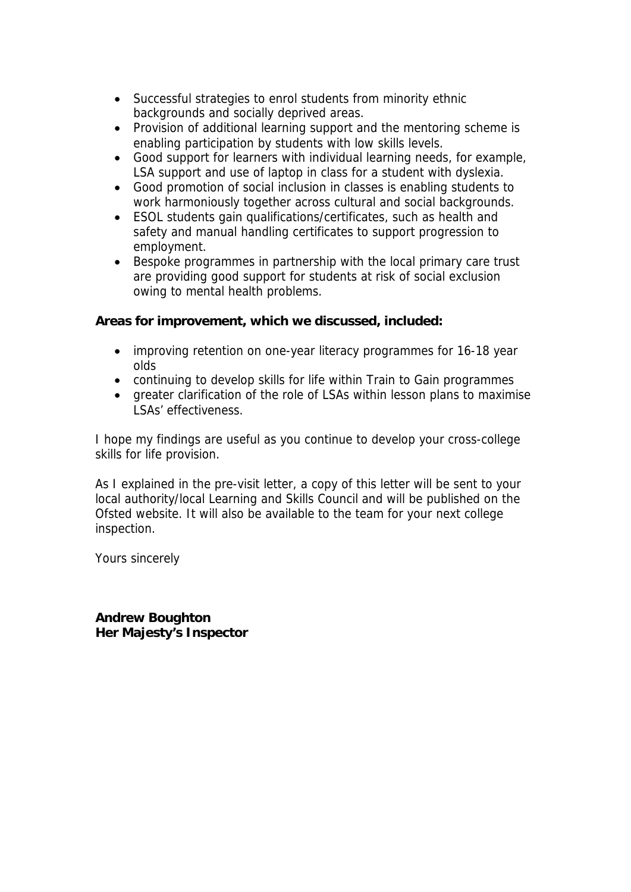- Successful strategies to enrol students from minority ethnic backgrounds and socially deprived areas.
- Provision of additional learning support and the mentoring scheme is enabling participation by students with low skills levels.
- Good support for learners with individual learning needs, for example, LSA support and use of laptop in class for a student with dyslexia.
- Good promotion of social inclusion in classes is enabling students to work harmoniously together across cultural and social backgrounds.
- ESOL students gain qualifications/certificates, such as health and safety and manual handling certificates to support progression to employment.
- Bespoke programmes in partnership with the local primary care trust are providing good support for students at risk of social exclusion owing to mental health problems.

**Areas for improvement, which we discussed, included:**

- improving retention on one-year literacy programmes for 16-18 year olds
- continuing to develop skills for life within Train to Gain programmes
- greater clarification of the role of LSAs within lesson plans to maximise LSAs' effectiveness.

I hope my findings are useful as you continue to develop your cross-college skills for life provision.

As I explained in the pre-visit letter, a copy of this letter will be sent to your local authority/local Learning and Skills Council and will be published on the Ofsted website. It will also be available to the team for your next college inspection.

Yours sincerely

**Andrew Boughton**
**Her Majesty's Inspector**